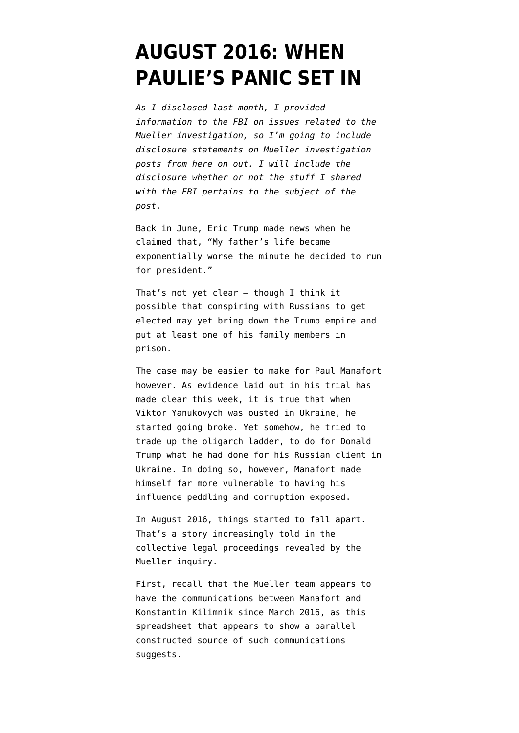# AUGUST 2016: WHEN PAULIE'S PANIC SET IN

*As I disclosed last month, I provided information to the FBI on issues related to the Mueller investigation, so I'm going to include disclosure statements on Mueller investigation posts from here on out. I will include the disclosure whether or not the stuff I shared with the FBI pertains to the subject of the post.*

Back in June, Eric Trump made news when he claimed that, "My father's life became exponentially worse the minute he decided to run for president."

That's not yet clear — though I think it possible that conspiring with Russians to get elected may yet bring down the Trump empire and put at least one of his family members in prison.

The case may be easier to make for Paul Manafort however. As evidence laid out in his trial has made clear this week, it is true that when Viktor Yanukovych was ousted in Ukraine, he started going broke. Yet somehow, he tried to trade up the oligarch ladder, to do for Donald Trump what he had done for his Russian client in Ukraine. In doing so, however, Manafort made himself far more vulnerable to having his influence peddling and corruption exposed.

In August 2016, things started to fall apart. That's a story increasingly told in the collective legal proceedings revealed by the Mueller inquiry.

First, recall that the Mueller team appears to have the communications between Manafort and Konstantin Kilimnik since March 2016, as this spreadsheet that appears to show a parallel constructed source of such communications suggests.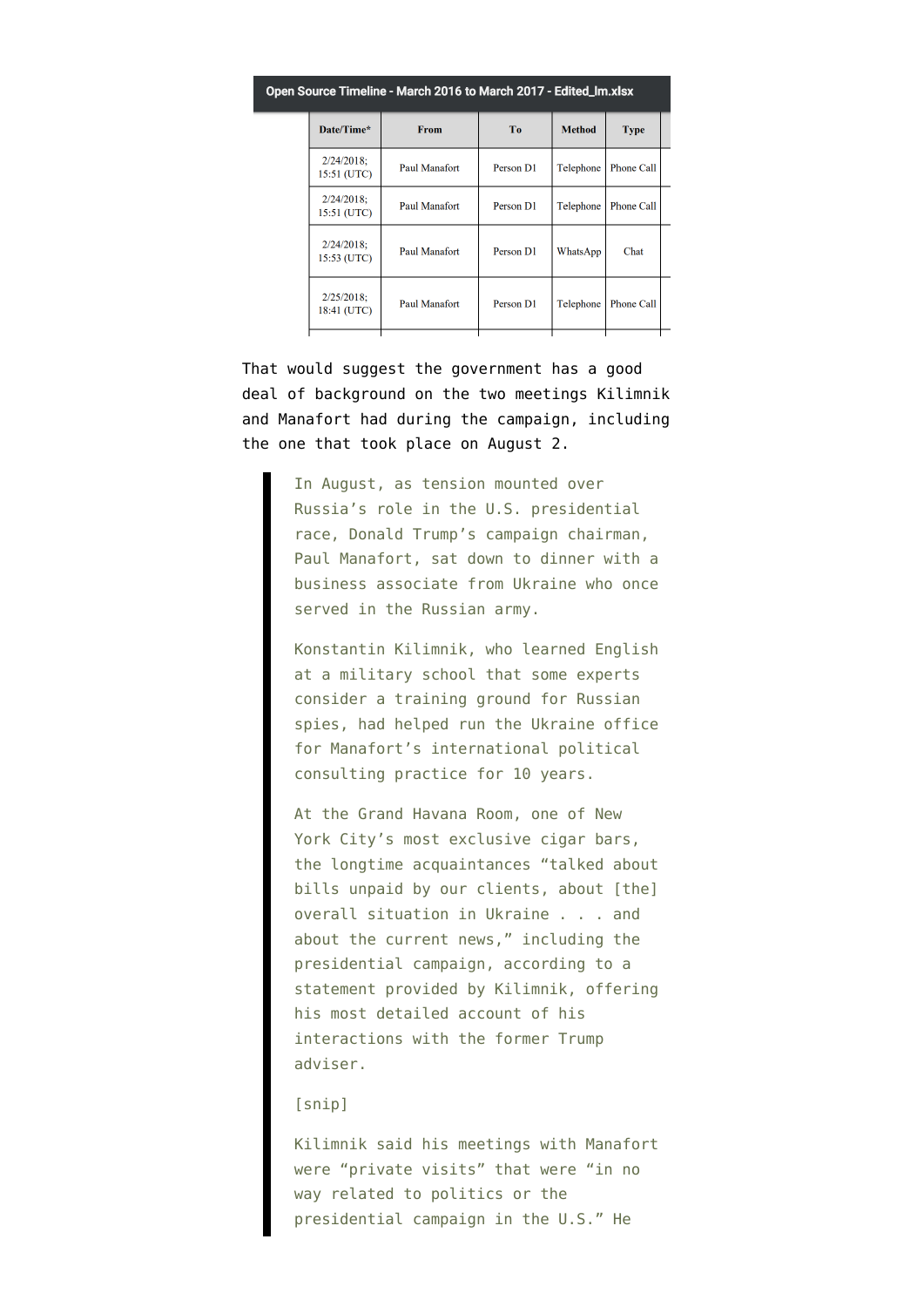Open Source Timeline - March 2016 to March 2017 - Edited_lm.xlsx

| Date/Time* | From | To | Method | Type |
|---|---|---|---|---|
| 2/24/2018; 15:51 (UTC) | Paul Manafort | Person D1 | Telephone | Phone Call |
| 2/24/2018; 15:51 (UTC) | Paul Manafort | Person D1 | Telephone | Phone Call |
| 2/24/2018; 15:53 (UTC) | Paul Manafort | Person D1 | WhatsApp | Chat |
| 2/25/2018; 18:41 (UTC) | Paul Manafort | Person D1 | Telephone | Phone Call |

That would suggest the government has a good deal of background on the two meetings Kilimnik and Manafort had during the campaign, including the one that took place on August 2.

> In August, as tension mounted over Russia's role in the U.S. presidential race, Donald Trump's campaign chairman, Paul Manafort, sat down to dinner with a business associate from Ukraine who once served in the Russian army.
>
> Konstantin Kilimnik, who learned English at a military school that some experts consider a training ground for Russian spies, had helped run the Ukraine office for Manafort's international political consulting practice for 10 years.
>
> At the Grand Havana Room, one of New York City's most exclusive cigar bars, the longtime acquaintances "talked about bills unpaid by our clients, about [the] overall situation in Ukraine . . . and about the current news," including the presidential campaign, according to a statement provided by Kilimnik, offering his most detailed account of his interactions with the former Trump adviser.
>
> [snip]
>
> Kilimnik said his meetings with Manafort were "private visits" that were "in no way related to politics or the presidential campaign in the U.S." He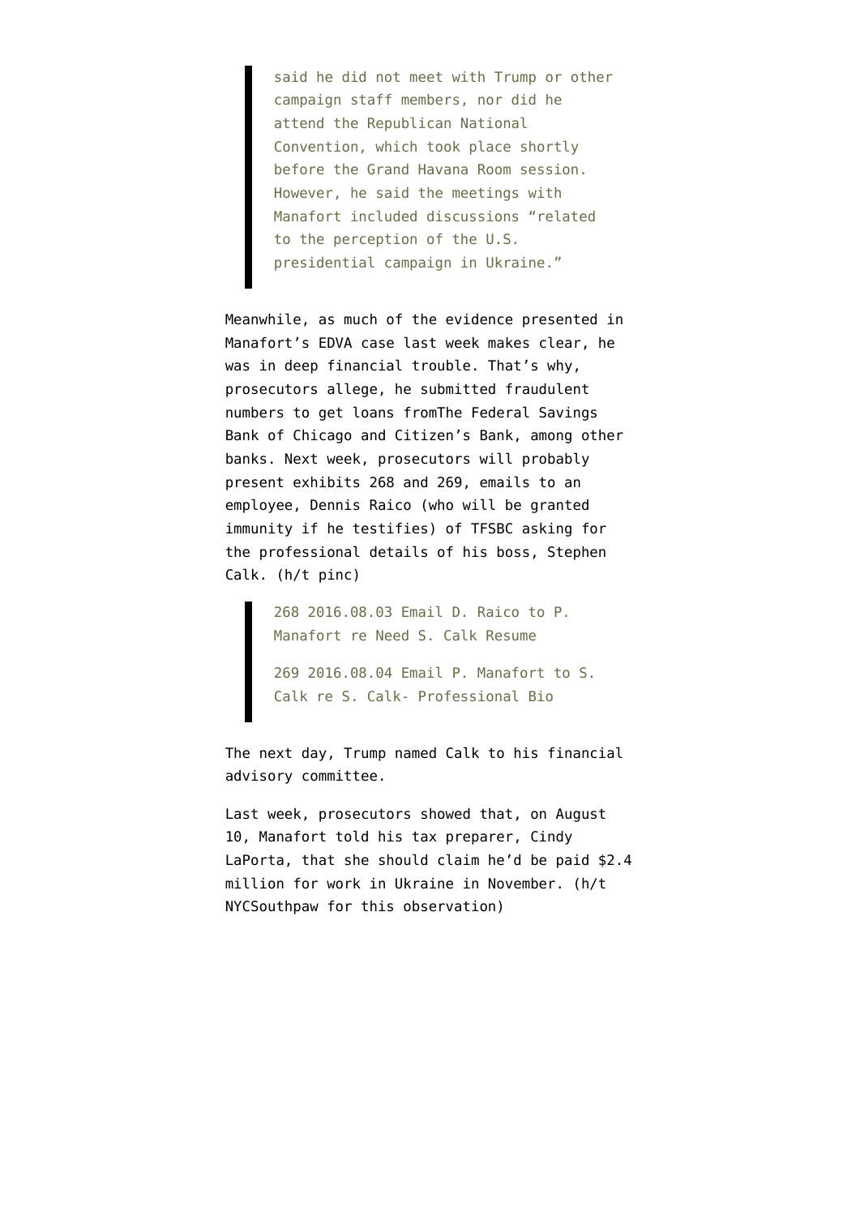> said he did not meet with Trump or other campaign staff members, nor did he attend the Republican National Convention, which took place shortly before the Grand Havana Room session. However, he said the meetings with Manafort included discussions "related to the perception of the U.S. presidential campaign in Ukraine."

Meanwhile, as much of the evidence presented in Manafort's EDVA case last week makes clear, he was in deep financial trouble. That's why, prosecutors allege, he submitted fraudulent numbers to get loans fromThe Federal Savings Bank of Chicago and Citizen's Bank, among other banks. Next week, prosecutors will probably present exhibits 268 and 269, emails to an employee, Dennis Raico (who will be granted immunity if he testifies) of TFSBC asking for the professional details of his boss, Stephen Calk. (h/t pinc)

> 268 2016.08.03 Email D. Raico to P. Manafort re Need S. Calk Resume
>
> 269 2016.08.04 Email P. Manafort to S. Calk re S. Calk- Professional Bio

The next day, Trump named Calk to his financial advisory committee.

Last week, prosecutors showed that, on August 10, Manafort told his tax preparer, Cindy LaPorta, that she should claim he'd be paid $2.4 million for work in Ukraine in November. (h/t NYCSouthpaw for this observation)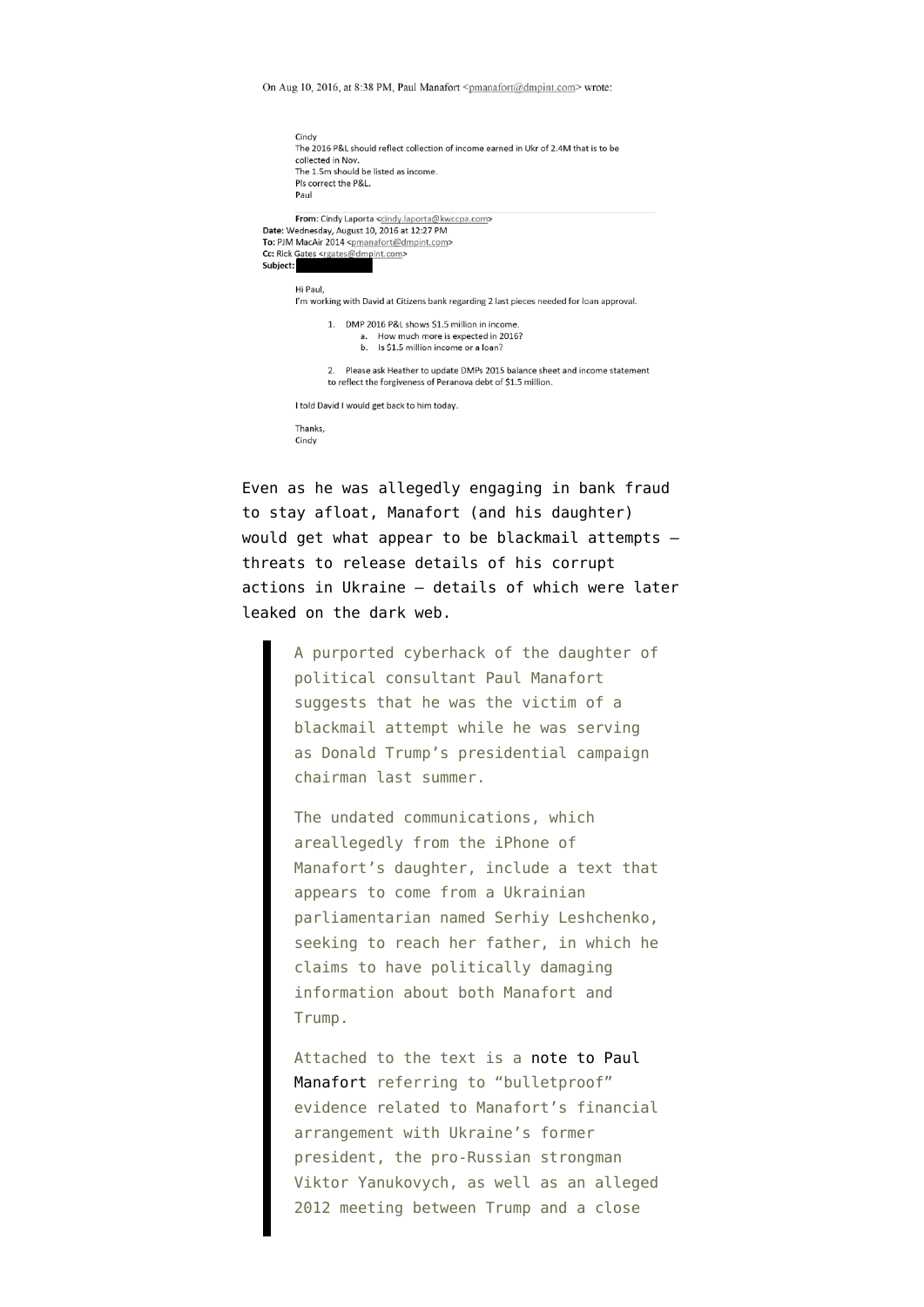On Aug 10, 2016, at 8:38 PM, Paul Manafort <pmanafort@dmpint.com> wrote:

> Cindy
> The 2016 P&L should reflect collection of income earned in Ukr of 2.4M that is to be collected in Nov.
> The 1.5m should be listed as income.
> Pls correct the P&L.
> Paul
>
> **From:** Cindy Laporta <cindy.laporta@kwccpa.com>
> **Date:** Wednesday, August 10, 2016 at 12:27 PM
> **To:** PJM MacAir 2014 <pmanafort@dmpint.com>
> **Cc:** Rick Gates <rgates@dmpint.com>
> **Subject:** ██████
>
> Hi Paul,
> I'm working with David at Citizens bank regarding 2 last pieces needed for loan approval.
>
> 1. DMP 2016 P&L shows $1.5 million in income.
>    a. How much more is expected in 2016?
>    b. Is $1.5 million income or a loan?
>
> 2. Please ask Heather to update DMPs 2015 balance sheet and income statement to reflect the forgiveness of Peranova debt of $1.5 million.
>
> I told David I would get back to him today.
>
> Thanks,
> Cindy

Even as he was allegedly engaging in bank fraud to stay afloat, Manafort (and his daughter) would get what appear to be blackmail attempts — threats to release details of his corrupt actions in Ukraine — details of which were later leaked on the dark web.

> A purported cyberhack of the daughter of political consultant Paul Manafort suggests that he was the victim of a blackmail attempt while he was serving as Donald Trump's presidential campaign chairman last summer.
>
> The undated communications, which areallegedly from the iPhone of Manafort's daughter, include a text that appears to come from a Ukrainian parliamentarian named Serhiy Leshchenko, seeking to reach her father, in which he claims to have politically damaging information about both Manafort and Trump.
>
> Attached to the text is a note to Paul Manafort referring to "bulletproof" evidence related to Manafort's financial arrangement with Ukraine's former president, the pro-Russian strongman Viktor Yanukovych, as well as an alleged 2012 meeting between Trump and a close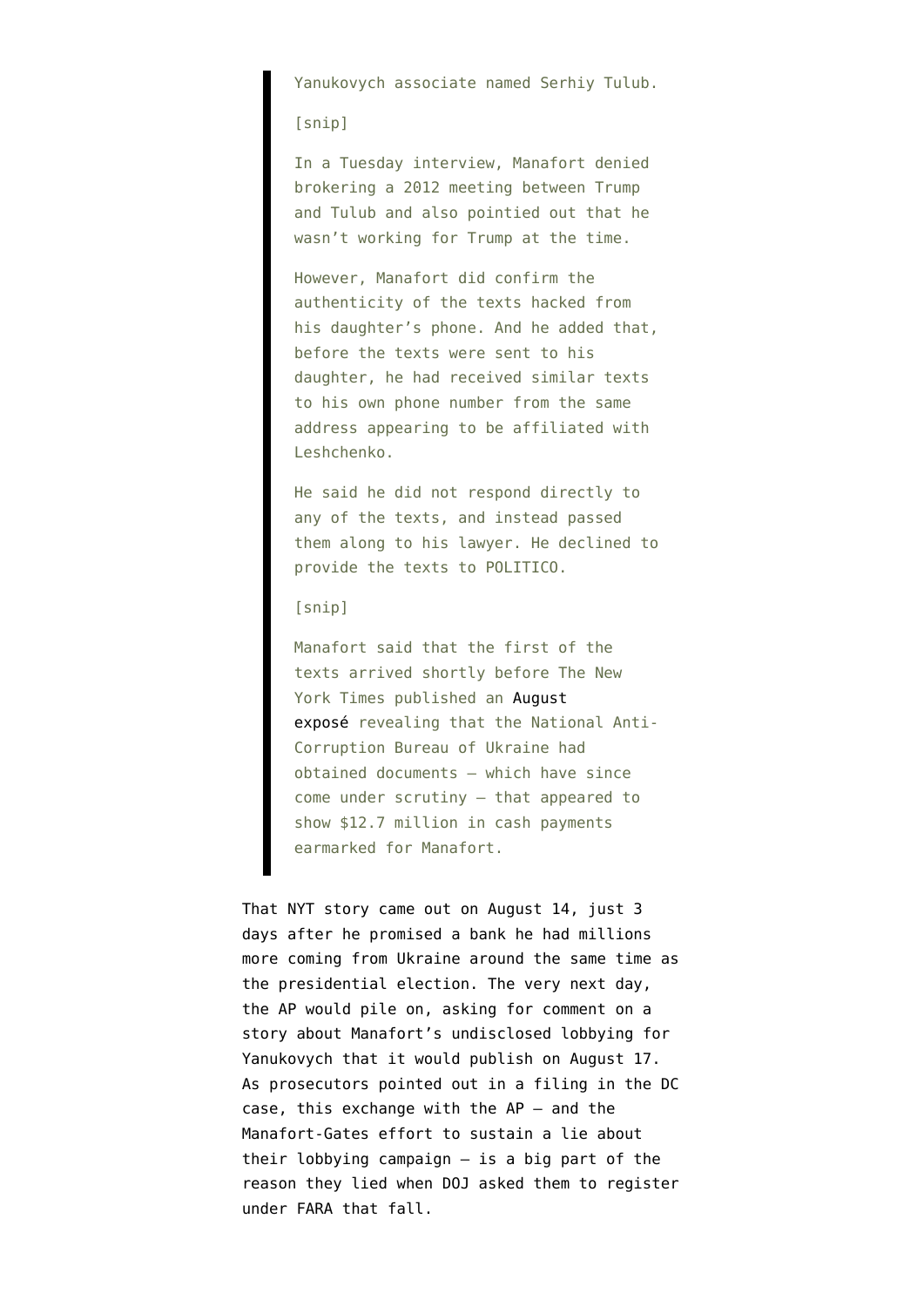> Yanukovych associate named Serhiy Tulub.
>
> [snip]
>
> In a Tuesday interview, Manafort denied brokering a 2012 meeting between Trump and Tulub and also pointied out that he wasn't working for Trump at the time.
>
> However, Manafort did confirm the authenticity of the texts hacked from his daughter's phone. And he added that, before the texts were sent to his daughter, he had received similar texts to his own phone number from the same address appearing to be affiliated with Leshchenko.
>
> He said he did not respond directly to any of the texts, and instead passed them along to his lawyer. He declined to provide the texts to POLITICO.
>
> [snip]
>
> Manafort said that the first of the texts arrived shortly before The New York Times published an August exposé revealing that the National Anti-Corruption Bureau of Ukraine had obtained documents — which have since come under scrutiny — that appeared to show $12.7 million in cash payments earmarked for Manafort.

That NYT story came out on August 14, just 3 days after he promised a bank he had millions more coming from Ukraine around the same time as the presidential election. The very next day, the AP would pile on, asking for comment on a story about Manafort's undisclosed lobbying for Yanukovych that it would publish on August 17. As prosecutors pointed out in a filing in the DC case, this exchange with the AP — and the Manafort-Gates effort to sustain a lie about their lobbying campaign — is a big part of the reason they lied when DOJ asked them to register under FARA that fall.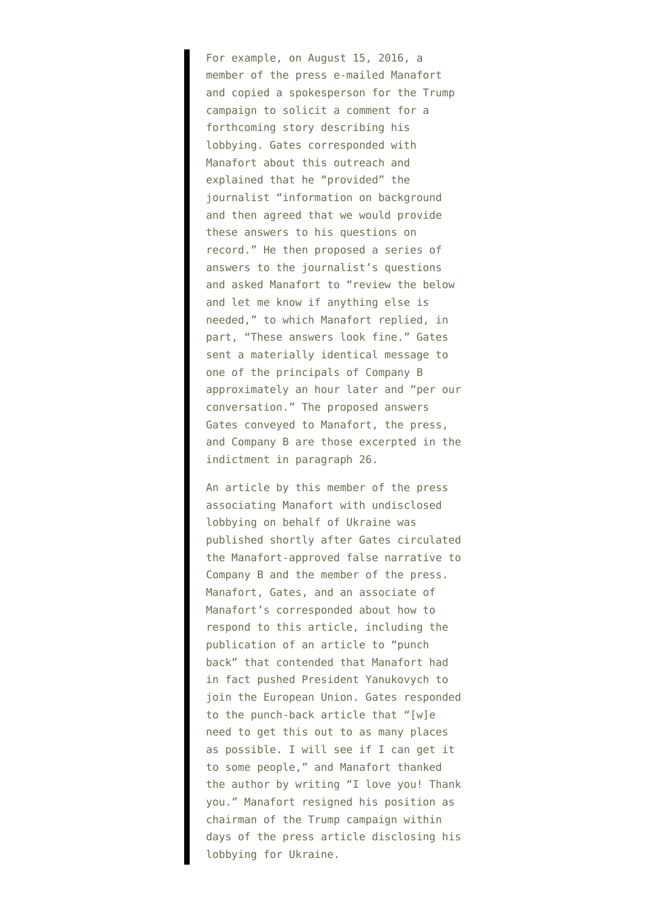> For example, on August 15, 2016, a member of the press e-mailed Manafort and copied a spokesperson for the Trump campaign to solicit a comment for a forthcoming story describing his lobbying. Gates corresponded with Manafort about this outreach and explained that he "provided" the journalist "information on background and then agreed that we would provide these answers to his questions on record." He then proposed a series of answers to the journalist's questions and asked Manafort to "review the below and let me know if anything else is needed," to which Manafort replied, in part, "These answers look fine." Gates sent a materially identical message to one of the principals of Company B approximately an hour later and "per our conversation." The proposed answers Gates conveyed to Manafort, the press, and Company B are those excerpted in the indictment in paragraph 26.
>
> An article by this member of the press associating Manafort with undisclosed lobbying on behalf of Ukraine was published shortly after Gates circulated the Manafort-approved false narrative to Company B and the member of the press. Manafort, Gates, and an associate of Manafort's corresponded about how to respond to this article, including the publication of an article to "punch back" that contended that Manafort had in fact pushed President Yanukovych to join the European Union. Gates responded to the punch-back article that "[w]e need to get this out to as many places as possible. I will see if I can get it to some people," and Manafort thanked the author by writing "I love you! Thank you." Manafort resigned his position as chairman of the Trump campaign within days of the press article disclosing his lobbying for Ukraine.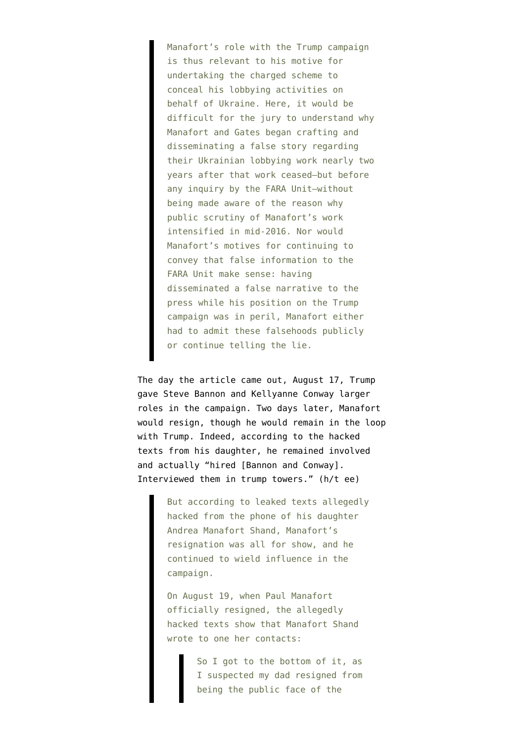> Manafort's role with the Trump campaign is thus relevant to his motive for undertaking the charged scheme to conceal his lobbying activities on behalf of Ukraine. Here, it would be difficult for the jury to understand why Manafort and Gates began crafting and disseminating a false story regarding their Ukrainian lobbying work nearly two years after that work ceased—but before any inquiry by the FARA Unit—without being made aware of the reason why public scrutiny of Manafort's work intensified in mid-2016. Nor would Manafort's motives for continuing to convey that false information to the FARA Unit make sense: having disseminated a false narrative to the press while his position on the Trump campaign was in peril, Manafort either had to admit these falsehoods publicly or continue telling the lie.

The day the article came out, August 17, Trump gave Steve Bannon and Kellyanne Conway larger roles in the campaign. Two days later, Manafort would resign, though he would remain in the loop with Trump. Indeed, according to the hacked texts from his daughter, he remained involved and actually "hired [Bannon and Conway]. Interviewed them in trump towers." (h/t ee)

> But according to leaked texts allegedly hacked from the phone of his daughter Andrea Manafort Shand, Manafort's resignation was all for show, and he continued to wield influence in the campaign.
>
> On August 19, when Paul Manafort officially resigned, the allegedly hacked texts show that Manafort Shand wrote to one her contacts:
>
> > So I got to the bottom of it, as I suspected my dad resigned from being the public face of the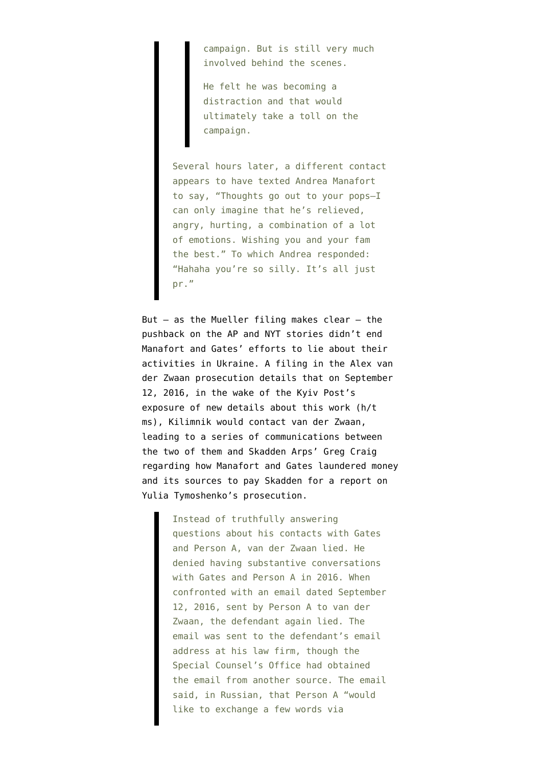> > campaign. But is still very much involved behind the scenes.
> >
> > He felt he was becoming a distraction and that would ultimately take a toll on the campaign.
>
> Several hours later, a different contact appears to have texted Andrea Manafort to say, "Thoughts go out to your pops—I can only imagine that he's relieved, angry, hurting, a combination of a lot of emotions. Wishing you and your fam the best." To which Andrea responded: "Hahaha you're so silly. It's all just pr."

But — as the Mueller filing makes clear — the pushback on the AP and NYT stories didn't end Manafort and Gates' efforts to lie about their activities in Ukraine. A filing in the Alex van der Zwaan prosecution details that on September 12, 2016, in the wake of the Kyiv Post's exposure of new details about this work (h/t ms), Kilimnik would contact van der Zwaan, leading to a series of communications between the two of them and Skadden Arps' Greg Craig regarding how Manafort and Gates laundered money and its sources to pay Skadden for a report on Yulia Tymoshenko's prosecution.

> Instead of truthfully answering questions about his contacts with Gates and Person A, van der Zwaan lied. He denied having substantive conversations with Gates and Person A in 2016. When confronted with an email dated September 12, 2016, sent by Person A to van der Zwaan, the defendant again lied. The email was sent to the defendant's email address at his law firm, though the Special Counsel's Office had obtained the email from another source. The email said, in Russian, that Person A "would like to exchange a few words via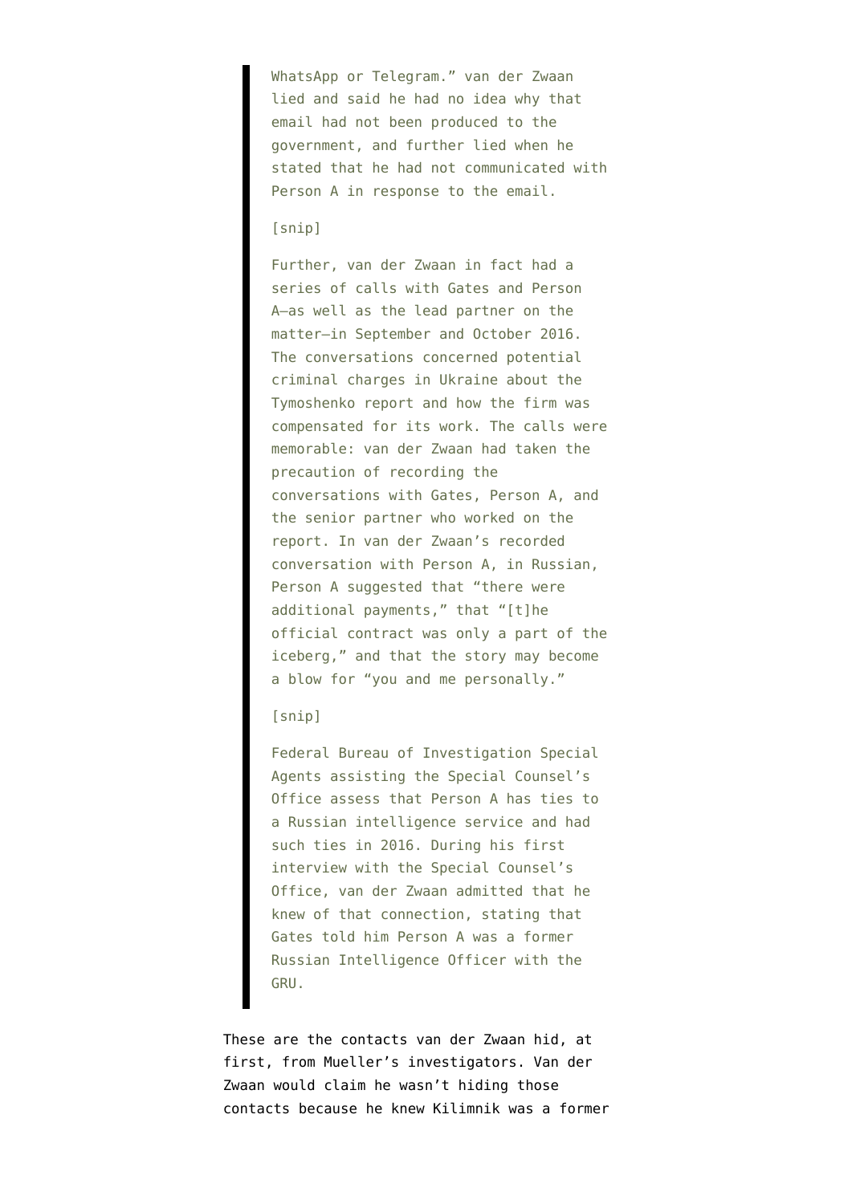> WhatsApp or Telegram." van der Zwaan lied and said he had no idea why that email had not been produced to the government, and further lied when he stated that he had not communicated with Person A in response to the email.
>
> [snip]
>
> Further, van der Zwaan in fact had a series of calls with Gates and Person A—as well as the lead partner on the matter—in September and October 2016. The conversations concerned potential criminal charges in Ukraine about the Tymoshenko report and how the firm was compensated for its work. The calls were memorable: van der Zwaan had taken the precaution of recording the conversations with Gates, Person A, and the senior partner who worked on the report. In van der Zwaan's recorded conversation with Person A, in Russian, Person A suggested that "there were additional payments," that "[t]he official contract was only a part of the iceberg," and that the story may become a blow for "you and me personally."
>
> [snip]
>
> Federal Bureau of Investigation Special Agents assisting the Special Counsel's Office assess that Person A has ties to a Russian intelligence service and had such ties in 2016. During his first interview with the Special Counsel's Office, van der Zwaan admitted that he knew of that connection, stating that Gates told him Person A was a former Russian Intelligence Officer with the GRU.

These are the contacts van der Zwaan hid, at first, from Mueller's investigators. Van der Zwaan would claim he wasn't hiding those contacts because he knew Kilimnik was a former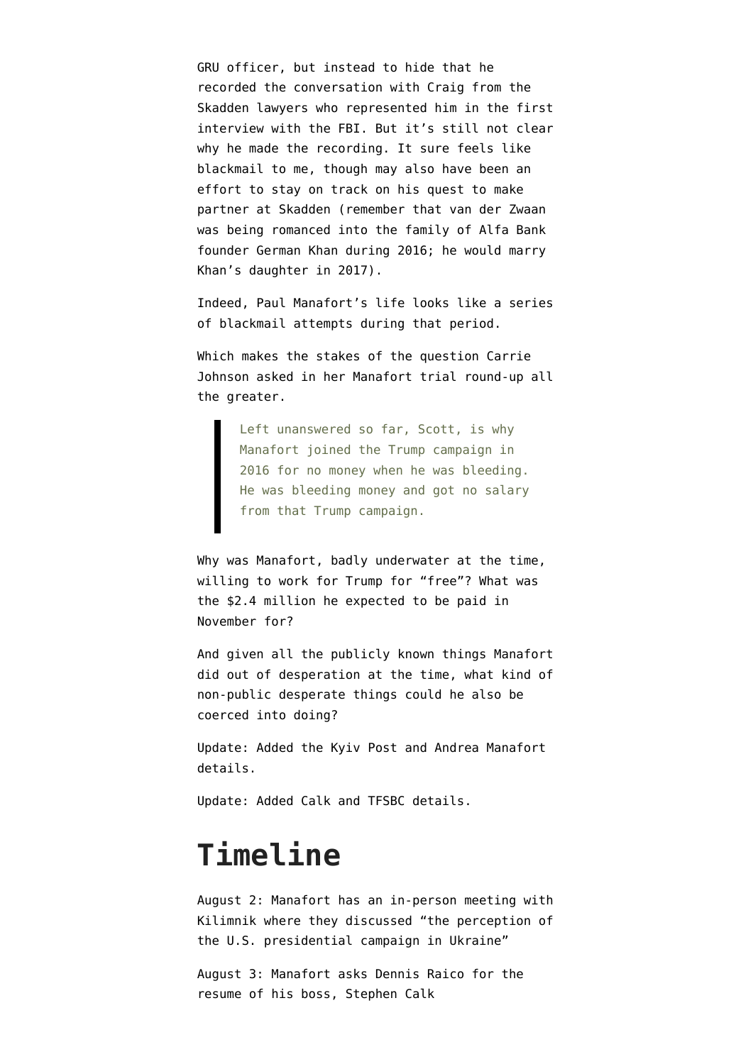GRU officer, but instead to hide that he recorded the conversation with Craig from the Skadden lawyers who represented him in the first interview with the FBI. But it's still not clear why he made the recording. It sure feels like blackmail to me, though may also have been an effort to stay on track on his quest to make partner at Skadden (remember that van der Zwaan was being romanced into the family of Alfa Bank founder German Khan during 2016; he would marry Khan's daughter in 2017).

Indeed, Paul Manafort's life looks like a series of blackmail attempts during that period.

Which makes the stakes of the question Carrie Johnson asked in her Manafort trial round-up all the greater.

> Left unanswered so far, Scott, is why Manafort joined the Trump campaign in 2016 for no money when he was bleeding. He was bleeding money and got no salary from that Trump campaign.

Why was Manafort, badly underwater at the time, willing to work for Trump for "free"? What was the $2.4 million he expected to be paid in November for?

And given all the publicly known things Manafort did out of desperation at the time, what kind of non-public desperate things could he also be coerced into doing?

Update: Added the Kyiv Post and Andrea Manafort details.

Update: Added Calk and TFSBC details.

# Timeline

August 2: Manafort has an in-person meeting with Kilimnik where they discussed "the perception of the U.S. presidential campaign in Ukraine"

August 3: Manafort asks Dennis Raico for the resume of his boss, Stephen Calk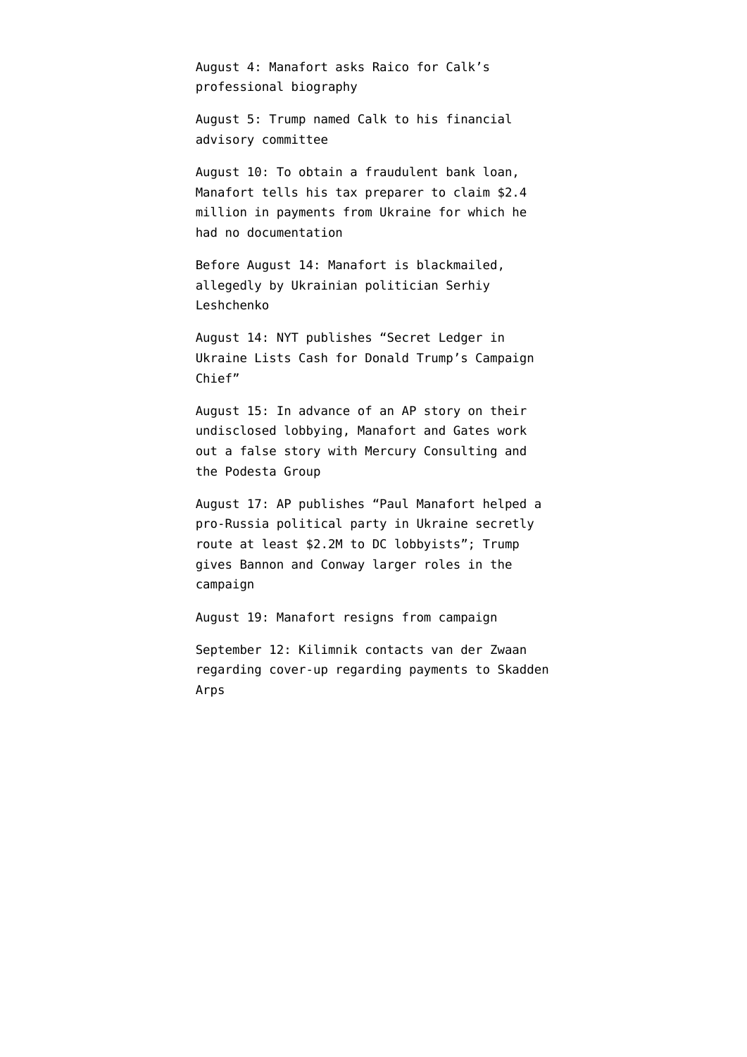August 4: Manafort asks Raico for Calk's professional biography

August 5: Trump named Calk to his financial advisory committee

August 10: To obtain a fraudulent bank loan, Manafort tells his tax preparer to claim $2.4 million in payments from Ukraine for which he had no documentation

Before August 14: Manafort is blackmailed, allegedly by Ukrainian politician Serhiy Leshchenko

August 14: NYT publishes "Secret Ledger in Ukraine Lists Cash for Donald Trump's Campaign Chief"

August 15: In advance of an AP story on their undisclosed lobbying, Manafort and Gates work out a false story with Mercury Consulting and the Podesta Group

August 17: AP publishes "Paul Manafort helped a pro-Russia political party in Ukraine secretly route at least $2.2M to DC lobbyists"; Trump gives Bannon and Conway larger roles in the campaign

August 19: Manafort resigns from campaign

September 12: Kilimnik contacts van der Zwaan regarding cover-up regarding payments to Skadden Arps